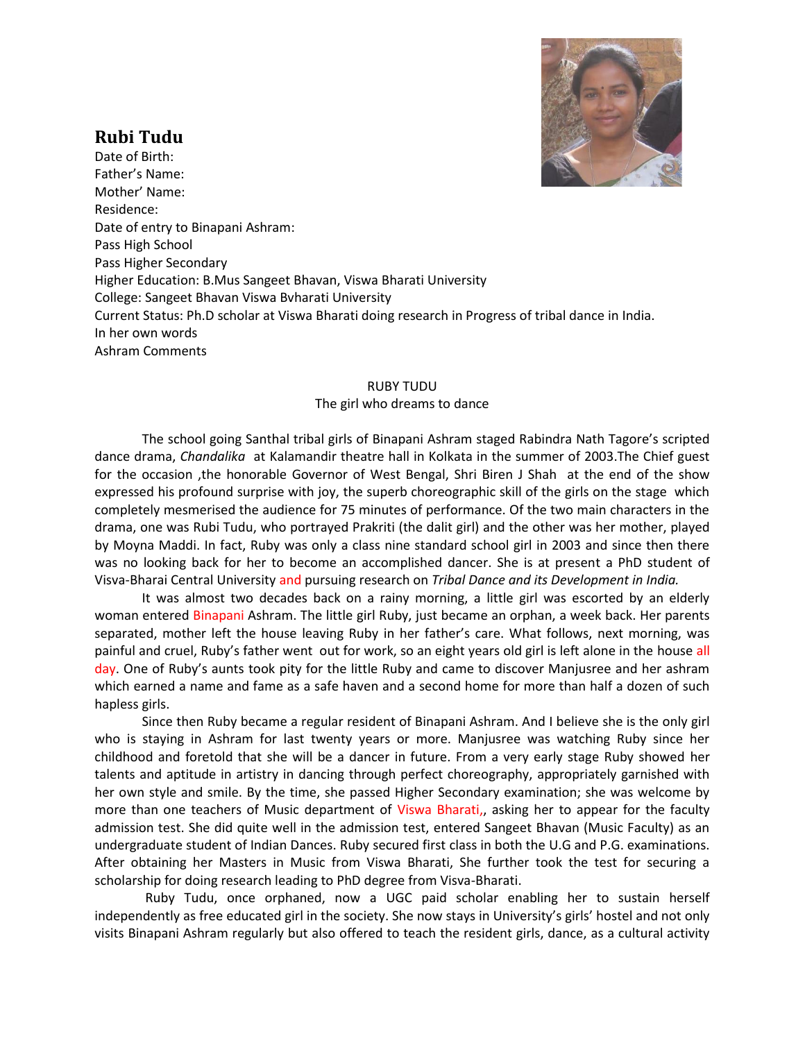## Rubi Tudu

Date of Birth:
Father's Name:
Mother' Name:
Residence:
Date of entry to Binapani Ashram:
Pass High School
Pass Higher Secondary
Higher Education: B.Mus Sangeet Bhavan, Viswa Bharati University
College: Sangeet Bhavan Viswa Bvharati University
Current Status: Ph.D scholar at Viswa Bharati doing research in Progress of tribal dance in India.
In her own words
Ashram Comments

RUBY TUDU
The girl who dreams to dance

The school going Santhal tribal girls of Binapani Ashram staged Rabindra Nath Tagore's scripted dance drama, *Chandalika* at Kalamandir theatre hall in Kolkata in the summer of 2003.The Chief guest for the occasion ,the honorable Governor of West Bengal, Shri Biren J Shah at the end of the show expressed his profound surprise with joy, the superb choreographic skill of the girls on the stage which completely mesmerised the audience for 75 minutes of performance. Of the two main characters in the drama, one was Rubi Tudu, who portrayed Prakriti (the dalit girl) and the other was her mother, played by Moyna Maddi. In fact, Ruby was only a class nine standard school girl in 2003 and since then there was no looking back for her to become an accomplished dancer. She is at present a PhD student of Visva-Bharai Central University and pursuing research on *Tribal Dance and its Development in India.*

It was almost two decades back on a rainy morning, a little girl was escorted by an elderly woman entered Binapani Ashram. The little girl Ruby, just became an orphan, a week back. Her parents separated, mother left the house leaving Ruby in her father's care. What follows, next morning, was painful and cruel, Ruby's father went out for work, so an eight years old girl is left alone in the house all day. One of Ruby's aunts took pity for the little Ruby and came to discover Manjusree and her ashram which earned a name and fame as a safe haven and a second home for more than half a dozen of such hapless girls.

Since then Ruby became a regular resident of Binapani Ashram. And I believe she is the only girl who is staying in Ashram for last twenty years or more. Manjusree was watching Ruby since her childhood and foretold that she will be a dancer in future. From a very early stage Ruby showed her talents and aptitude in artistry in dancing through perfect choreography, appropriately garnished with her own style and smile. By the time, she passed Higher Secondary examination; she was welcome by more than one teachers of Music department of Viswa Bharati,, asking her to appear for the faculty admission test. She did quite well in the admission test, entered Sangeet Bhavan (Music Faculty) as an undergraduate student of Indian Dances. Ruby secured first class in both the U.G and P.G. examinations. After obtaining her Masters in Music from Viswa Bharati, She further took the test for securing a scholarship for doing research leading to PhD degree from Visva-Bharati.

Ruby Tudu, once orphaned, now a UGC paid scholar enabling her to sustain herself independently as free educated girl in the society. She now stays in University's girls' hostel and not only visits Binapani Ashram regularly but also offered to teach the resident girls, dance, as a cultural activity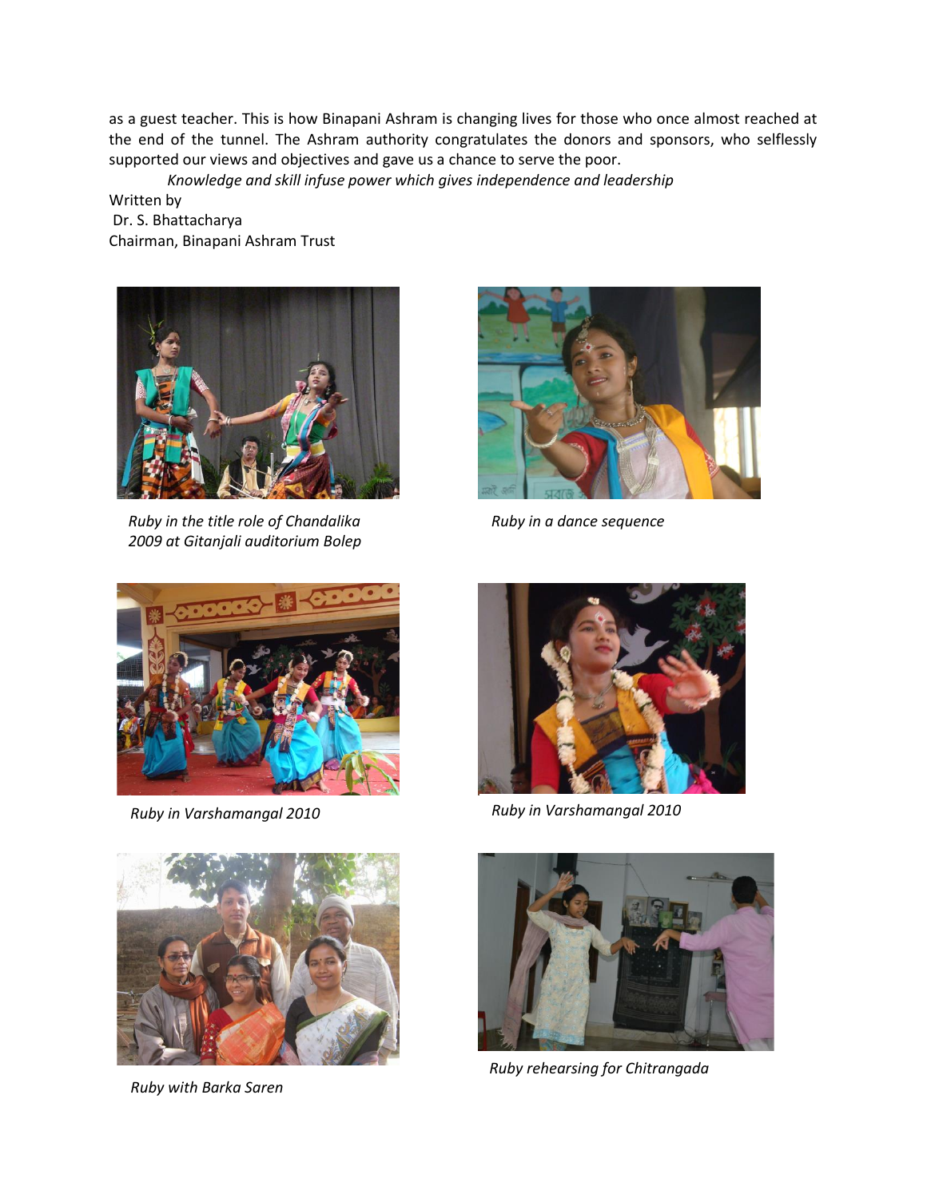as a guest teacher. This is how Binapani Ashram is changing lives for those who once almost reached at the end of the tunnel. The Ashram authority congratulates the donors and sponsors, who selflessly supported our views and objectives and gave us a chance to serve the poor.

*Knowledge and skill infuse power which gives independence and leadership*

Written by
Dr. S. Bhattacharya
Chairman, Binapani Ashram Trust

*Ruby in the title role of Chandalika 2009 at Gitanjali auditorium Bolep*

*Ruby in a dance sequence*

*Ruby in Varshamangal 2010*

*Ruby in Varshamangal 2010*

*Ruby with Barka Saren*

*Ruby rehearsing for Chitrangada*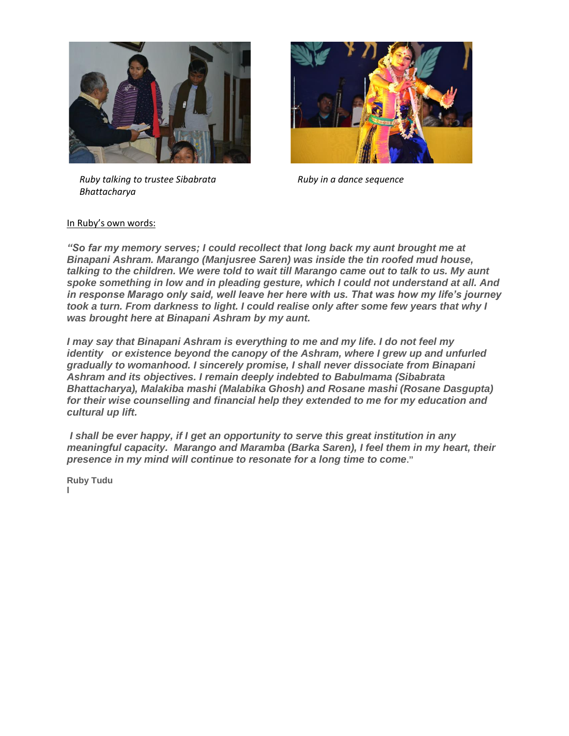*Ruby talking to trustee Sibabrata Bhattacharya*

*Ruby in a dance sequence*

In Ruby's own words:

***"So far my memory serves; I could recollect that long back my aunt brought me at Binapani Ashram. Marango (Manjusree Saren) was inside the tin roofed mud house, talking to the children. We were told to wait till Marango came out to talk to us. My aunt spoke something in low and in pleading gesture, which I could not understand at all. And in response Marago only said, well leave her here with us. That was how my life's journey took a turn. From darkness to light. I could realise only after some few years that why I was brought here at Binapani Ashram by my aunt.***

***I may say that Binapani Ashram is everything to me and my life. I do not feel my identity or existence beyond the canopy of the Ashram, where I grew up and unfurled gradually to womanhood. I sincerely promise, I shall never dissociate from Binapani Ashram and its objectives. I remain deeply indebted to Babulmama (Sibabrata Bhattacharya), Malakiba mashi (Malabika Ghosh) and Rosane mashi (Rosane Dasgupta) for their wise counselling and financial help they extended to me for my education and cultural up lift.***

***I shall be ever happy, if I get an opportunity to serve this great institution in any meaningful capacity. Marango and Maramba (Barka Saren), I feel them in my heart, their presence in my mind will continue to resonate for a long time to come."***

**Ruby Tudu**